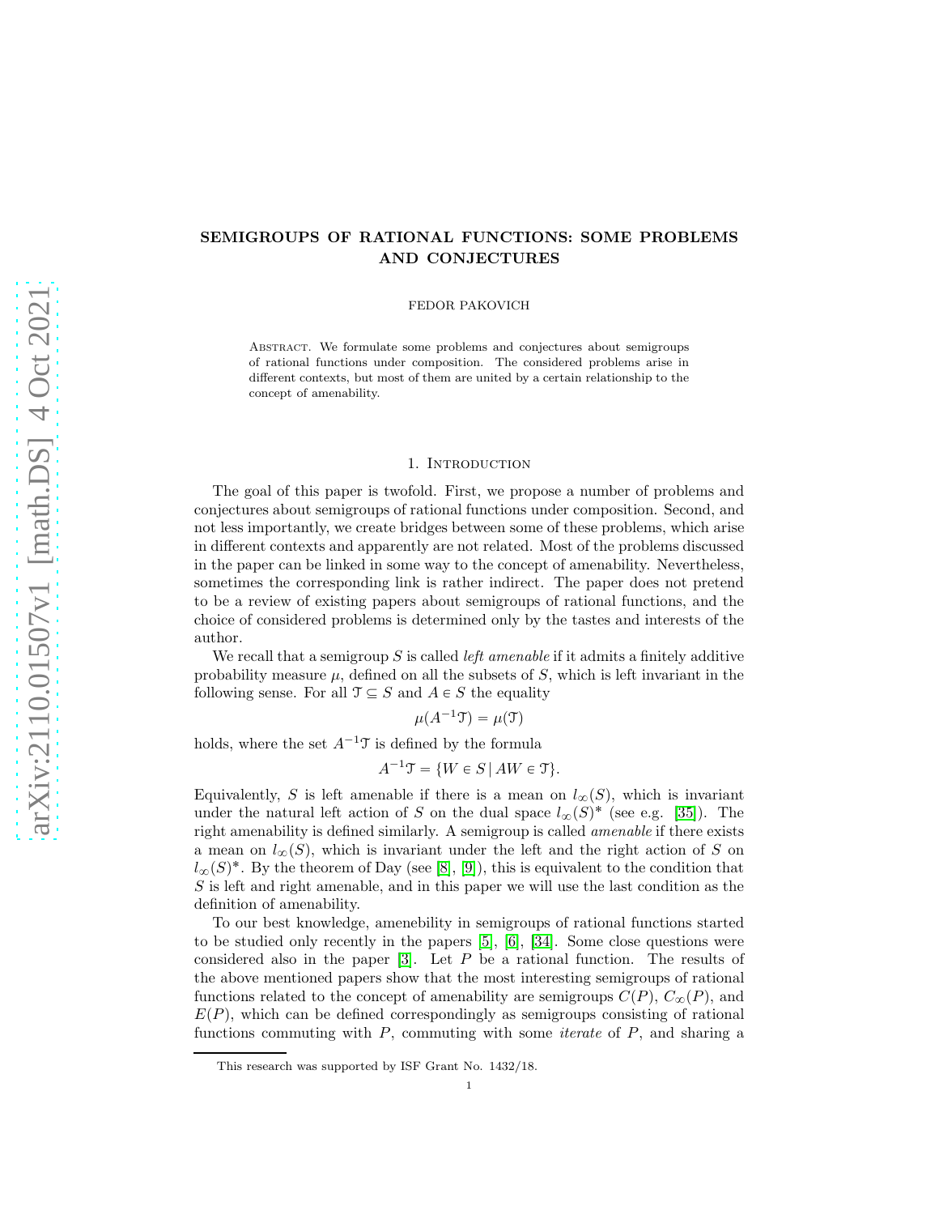# SEMIGROUPS OF RATIONAL FUNCTIONS: SOME PROBLEMS AND CONJECTURES

FEDOR PAKOVICH

Abstract. We formulate some problems and conjectures about semigroups of rational functions under composition. The considered problems arise in different contexts, but most of them are united by a certain relationship to the concept of amenability.

## 1. Introduction

The goal of this paper is twofold. First, we propose a number of problems and conjectures about semigroups of rational functions under composition. Second, and not less importantly, we create bridges between some of these problems, which arise in different contexts and apparently are not related. Most of the problems discussed in the paper can be linked in some way to the concept of amenability. Nevertheless, sometimes the corresponding link is rather indirect. The paper does not pretend to be a review of existing papers about semigroups of rational functions, and the choice of considered problems is determined only by the tastes and interests of the author.

We recall that a semigroup $S$ is called *left amenable* if it admits a finitely additive probability measure $\mu$, defined on all the subsets of $S$, which is left invariant in the following sense. For all $\mathcal{T} \subseteq S$ and $A \in S$ the equality

$$\mu(A^{-1}\mathcal{T}) = \mu(\mathcal{T})$$

holds, where the set $A^{-1}\mathcal{T}$ is defined by the formula

$$A^{-1}\mathcal{T} = \{W \in S \mid AW \in \mathcal{T}\}.$$

Equivalently, $S$ is left amenable if there is a mean on $l_\infty(S)$, which is invariant under the natural left action of $S$ on the dual space $l_\infty(S)^*$ (see e.g. [35]). The right amenability is defined similarly. A semigroup is called *amenable* if there exists a mean on $l_\infty(S)$, which is invariant under the left and the right action of $S$ on $l_\infty(S)^*$. By the theorem of Day (see [8], [9]), this is equivalent to the condition that $S$ is left and right amenable, and in this paper we will use the last condition as the definition of amenability.

To our best knowledge, amenebility in semigroups of rational functions started to be studied only recently in the papers [5], [6], [34]. Some close questions were considered also in the paper [3]. Let $P$ be a rational function. The results of the above mentioned papers show that the most interesting semigroups of rational functions related to the concept of amenability are semigroups $C(P)$, $C_\infty(P)$, and $E(P)$, which can be defined correspondingly as semigroups consisting of rational functions commuting with $P$, commuting with some *iterate* of $P$, and sharing a

This research was supported by ISF Grant No. 1432/18.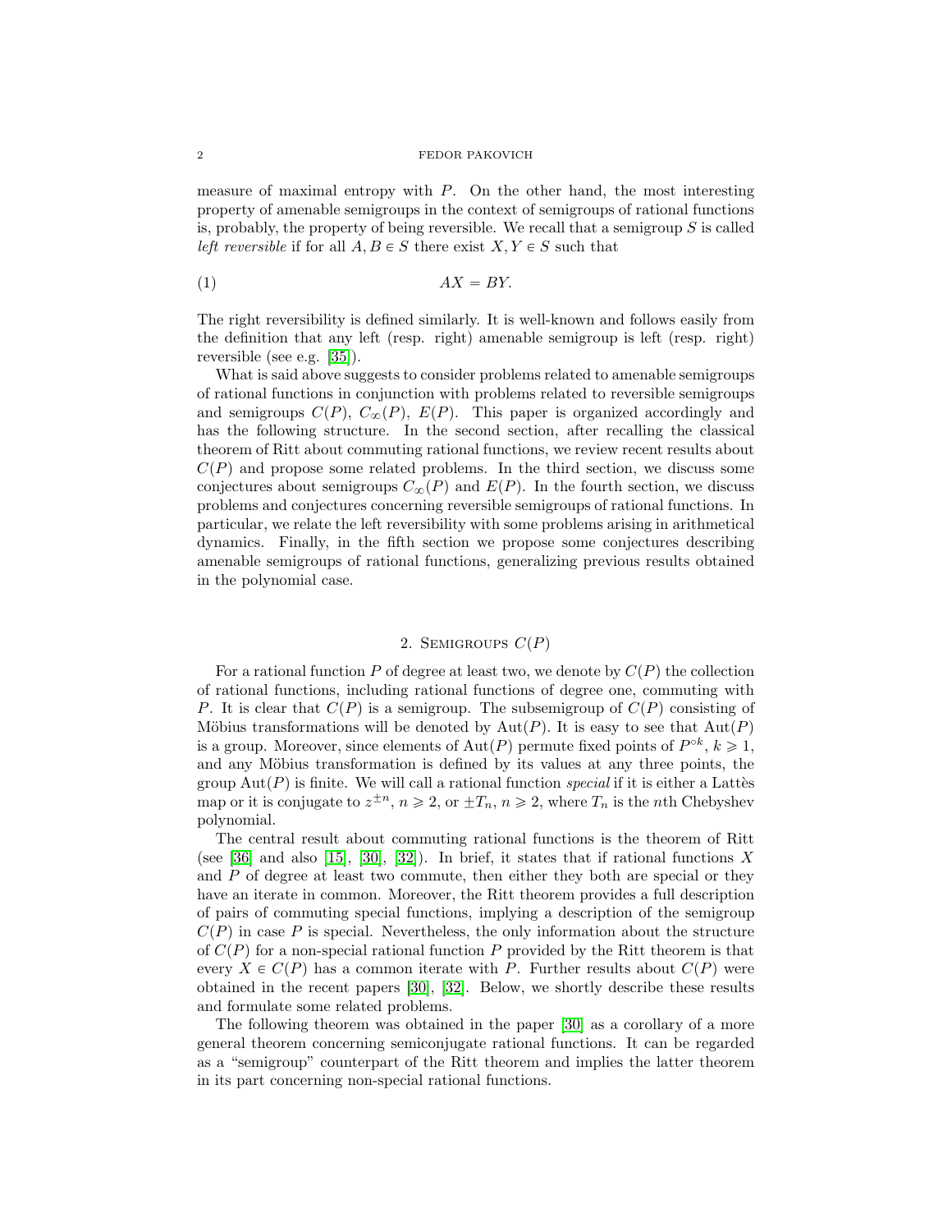measure of maximal entropy with $P$. On the other hand, the most interesting property of amenable semigroups in the context of semigroups of rational functions is, probably, the property of being reversible. We recall that a semigroup $S$ is called *left reversible* if for all $A, B \in S$ there exist $X, Y \in S$ such that

$$AX = BY. \tag{1}$$

The right reversibility is defined similarly. It is well-known and follows easily from the definition that any left (resp. right) amenable semigroup is left (resp. right) reversible (see e.g. [35]).

What is said above suggests to consider problems related to amenable semigroups of rational functions in conjunction with problems related to reversible semigroups and semigroups $C(P)$, $C_\infty(P)$, $E(P)$. This paper is organized accordingly and has the following structure. In the second section, after recalling the classical theorem of Ritt about commuting rational functions, we review recent results about $C(P)$ and propose some related problems. In the third section, we discuss some conjectures about semigroups $C_\infty(P)$ and $E(P)$. In the fourth section, we discuss problems and conjectures concerning reversible semigroups of rational functions. In particular, we relate the left reversibility with some problems arising in arithmetical dynamics. Finally, in the fifth section we propose some conjectures describing amenable semigroups of rational functions, generalizing previous results obtained in the polynomial case.

## 2. Semigroups $C(P)$

For a rational function $P$ of degree at least two, we denote by $C(P)$ the collection of rational functions, including rational functions of degree one, commuting with $P$. It is clear that $C(P)$ is a semigroup. The subsemigroup of $C(P)$ consisting of Möbius transformations will be denoted by $\mathrm{Aut}(P)$. It is easy to see that $\mathrm{Aut}(P)$ is a group. Moreover, since elements of $\mathrm{Aut}(P)$ permute fixed points of $P^{\circ k}$, $k \geqslant 1$, and any Möbius transformation is defined by its values at any three points, the group $\mathrm{Aut}(P)$ is finite. We will call a rational function *special* if it is either a Lattès map or it is conjugate to $z^{\pm n}$, $n \geqslant 2$, or $\pm T_n$, $n \geqslant 2$, where $T_n$ is the $n$th Chebyshev polynomial.

The central result about commuting rational functions is the theorem of Ritt (see [36] and also [15], [30], [32]). In brief, it states that if rational functions $X$ and $P$ of degree at least two commute, then either they both are special or they have an iterate in common. Moreover, the Ritt theorem provides a full description of pairs of commuting special functions, implying a description of the semigroup $C(P)$ in case $P$ is special. Nevertheless, the only information about the structure of $C(P)$ for a non-special rational function $P$ provided by the Ritt theorem is that every $X \in C(P)$ has a common iterate with $P$. Further results about $C(P)$ were obtained in the recent papers [30], [32]. Below, we shortly describe these results and formulate some related problems.

The following theorem was obtained in the paper [30] as a corollary of a more general theorem concerning semiconjugate rational functions. It can be regarded as a "semigroup" counterpart of the Ritt theorem and implies the latter theorem in its part concerning non-special rational functions.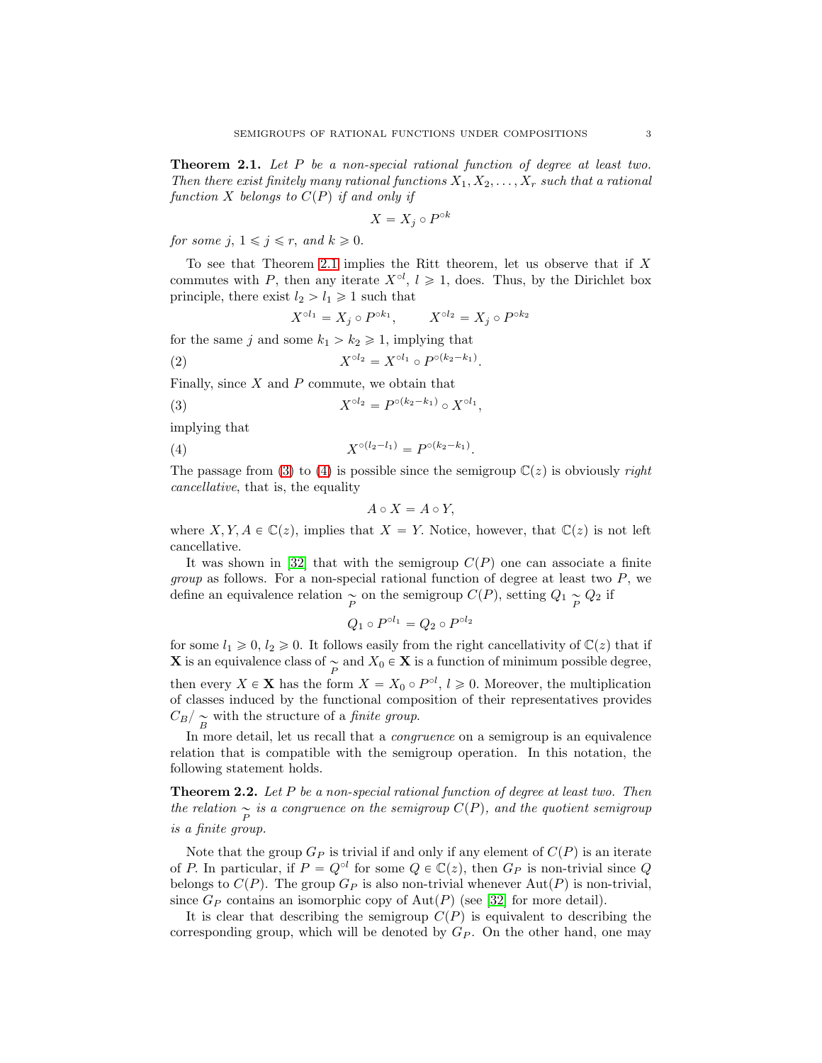**Theorem 2.1.** *Let $P$ be a non-special rational function of degree at least two. Then there exist finitely many rational functions $X_1, X_2, \dots, X_r$ such that a rational function $X$ belongs to $C(P)$ if and only if*

$$X = X_j \circ P^{\circ k}$$

*for some $j$, $1 \leqslant j \leqslant r$, and $k \geqslant 0$.*

To see that Theorem 2.1 implies the Ritt theorem, let us observe that if $X$ commutes with $P$, then any iterate $X^{\circ l}$, $l \geqslant 1$, does. Thus, by the Dirichlet box principle, there exist $l_2 > l_1 \geqslant 1$ such that

$$X^{\circ l_1} = X_j \circ P^{\circ k_1}, \qquad X^{\circ l_2} = X_j \circ P^{\circ k_2}$$

for the same $j$ and some $k_1 > k_2 \geqslant 1$, implying that

$$X^{\circ l_2} = X^{\circ l_1} \circ P^{\circ (k_2 - k_1)}. \tag{2}$$

Finally, since $X$ and $P$ commute, we obtain that

$$X^{\circ l_2} = P^{\circ (k_2 - k_1)} \circ X^{\circ l_1}, \tag{3}$$

implying that

$$X^{\circ (l_2 - l_1)} = P^{\circ (k_2 - k_1)}. \tag{4}$$

The passage from (3) to (4) is possible since the semigroup $\mathbb{C}(z)$ is obviously *right cancellative*, that is, the equality

$$A \circ X = A \circ Y,$$

where $X, Y, A \in \mathbb{C}(z)$, implies that $X = Y$. Notice, however, that $\mathbb{C}(z)$ is not left cancellative.

It was shown in [32] that with the semigroup $C(P)$ one can associate a finite *group* as follows. For a non-special rational function of degree at least two $P$, we define an equivalence relation $\underset{P}{\sim}$ on the semigroup $C(P)$, setting $Q_1 \underset{P}{\sim} Q_2$ if

$$Q_1 \circ P^{\circ l_1} = Q_2 \circ P^{\circ l_2}$$

for some $l_1 \geqslant 0$, $l_2 \geqslant 0$. It follows easily from the right cancellativity of $\mathbb{C}(z)$ that if $\mathbf{X}$ is an equivalence class of $\underset{P}{\sim}$ and $X_0 \in \mathbf{X}$ is a function of minimum possible degree, then every $X \in \mathbf{X}$ has the form $X = X_0 \circ P^{\circ l}$, $l \geqslant 0$. Moreover, the multiplication of classes induced by the functional composition of their representatives provides $C_B / \underset{B}{\sim}$ with the structure of a *finite group*.

In more detail, let us recall that a *congruence* on a semigroup is an equivalence relation that is compatible with the semigroup operation. In this notation, the following statement holds.

**Theorem 2.2.** *Let $P$ be a non-special rational function of degree at least two. Then the relation $\underset{P}{\sim}$ is a congruence on the semigroup $C(P)$, and the quotient semigroup is a finite group.*

Note that the group $G_P$ is trivial if and only if any element of $C(P)$ is an iterate of $P$. In particular, if $P = Q^{\circ l}$ for some $Q \in \mathbb{C}(z)$, then $G_P$ is non-trivial since $Q$ belongs to $C(P)$. The group $G_P$ is also non-trivial whenever $\mathrm{Aut}(P)$ is non-trivial, since $G_P$ contains an isomorphic copy of $\mathrm{Aut}(P)$ (see [32] for more detail).

It is clear that describing the semigroup $C(P)$ is equivalent to describing the corresponding group, which will be denoted by $G_P$. On the other hand, one may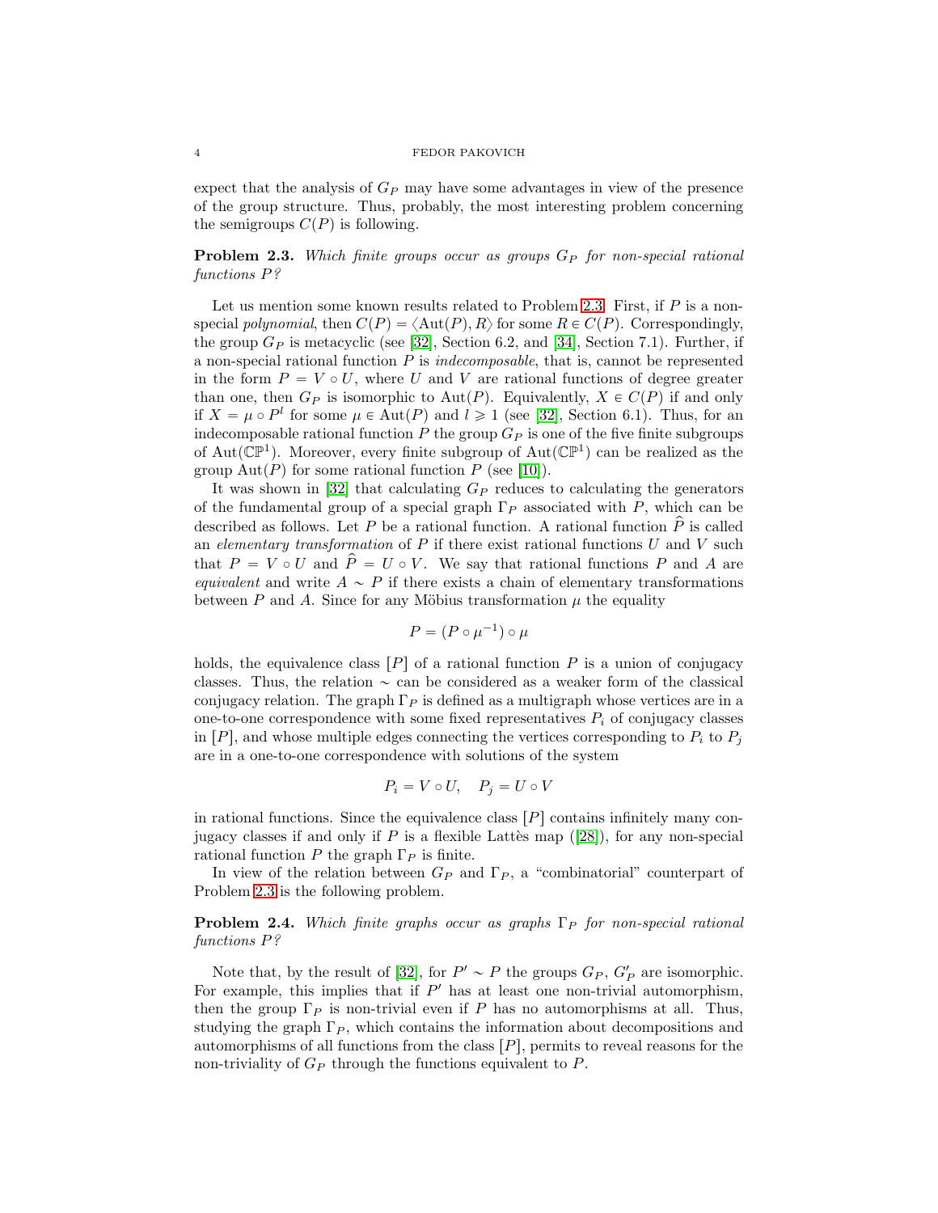expect that the analysis of $G_P$ may have some advantages in view of the presence of the group structure. Thus, probably, the most interesting problem concerning the semigroups $C(P)$ is following.

**Problem 2.3.** *Which finite groups occur as groups $G_P$ for non-special rational functions $P$?*

Let us mention some known results related to Problem 2.3. First, if $P$ is a non-special *polynomial*, then $C(P) = \langle \mathrm{Aut}(P), R\rangle$ for some $R \in C(P)$. Correspondingly, the group $G_P$ is metacyclic (see [32], Section 6.2, and [34], Section 7.1). Further, if a non-special rational function $P$ is *indecomposable*, that is, cannot be represented in the form $P = V \circ U$, where $U$ and $V$ are rational functions of degree greater than one, then $G_P$ is isomorphic to $\mathrm{Aut}(P)$. Equivalently, $X \in C(P)$ if and only if $X = \mu \circ P^l$ for some $\mu \in \mathrm{Aut}(P)$ and $l \geqslant 1$ (see [32], Section 6.1). Thus, for an indecomposable rational function $P$ the group $G_P$ is one of the five finite subgroups of $\mathrm{Aut}(\mathbb{CP}^1)$. Moreover, every finite subgroup of $\mathrm{Aut}(\mathbb{CP}^1)$ can be realized as the group $\mathrm{Aut}(P)$ for some rational function $P$ (see [10]).

It was shown in [32] that calculating $G_P$ reduces to calculating the generators of the fundamental group of a special graph $\Gamma_P$ associated with $P$, which can be described as follows. Let $P$ be a rational function. A rational function $\widehat{P}$ is called an *elementary transformation* of $P$ if there exist rational functions $U$ and $V$ such that $P = V \circ U$ and $\widehat{P} = U \circ V$. We say that rational functions $P$ and $A$ are *equivalent* and write $A \sim P$ if there exists a chain of elementary transformations between $P$ and $A$. Since for any Möbius transformation $\mu$ the equality

$$P = (P \circ \mu^{-1}) \circ \mu$$

holds, the equivalence class $[P]$ of a rational function $P$ is a union of conjugacy classes. Thus, the relation $\sim$ can be considered as a weaker form of the classical conjugacy relation. The graph $\Gamma_P$ is defined as a multigraph whose vertices are in a one-to-one correspondence with some fixed representatives $P_i$ of conjugacy classes in $[P]$, and whose multiple edges connecting the vertices corresponding to $P_i$ to $P_j$ are in a one-to-one correspondence with solutions of the system

$$P_i = V \circ U, \quad P_j = U \circ V$$

in rational functions. Since the equivalence class $[P]$ contains infinitely many conjugacy classes if and only if $P$ is a flexible Lattès map ([28]), for any non-special rational function $P$ the graph $\Gamma_P$ is finite.

In view of the relation between $G_P$ and $\Gamma_P$, a "combinatorial" counterpart of Problem 2.3 is the following problem.

**Problem 2.4.** *Which finite graphs occur as graphs $\Gamma_P$ for non-special rational functions $P$?*

Note that, by the result of [32], for $P' \sim P$ the groups $G_P$, $G'_P$ are isomorphic. For example, this implies that if $P'$ has at least one non-trivial automorphism, then the group $\Gamma_P$ is non-trivial even if $P$ has no automorphisms at all. Thus, studying the graph $\Gamma_P$, which contains the information about decompositions and automorphisms of all functions from the class $[P]$, permits to reveal reasons for the non-triviality of $G_P$ through the functions equivalent to $P$.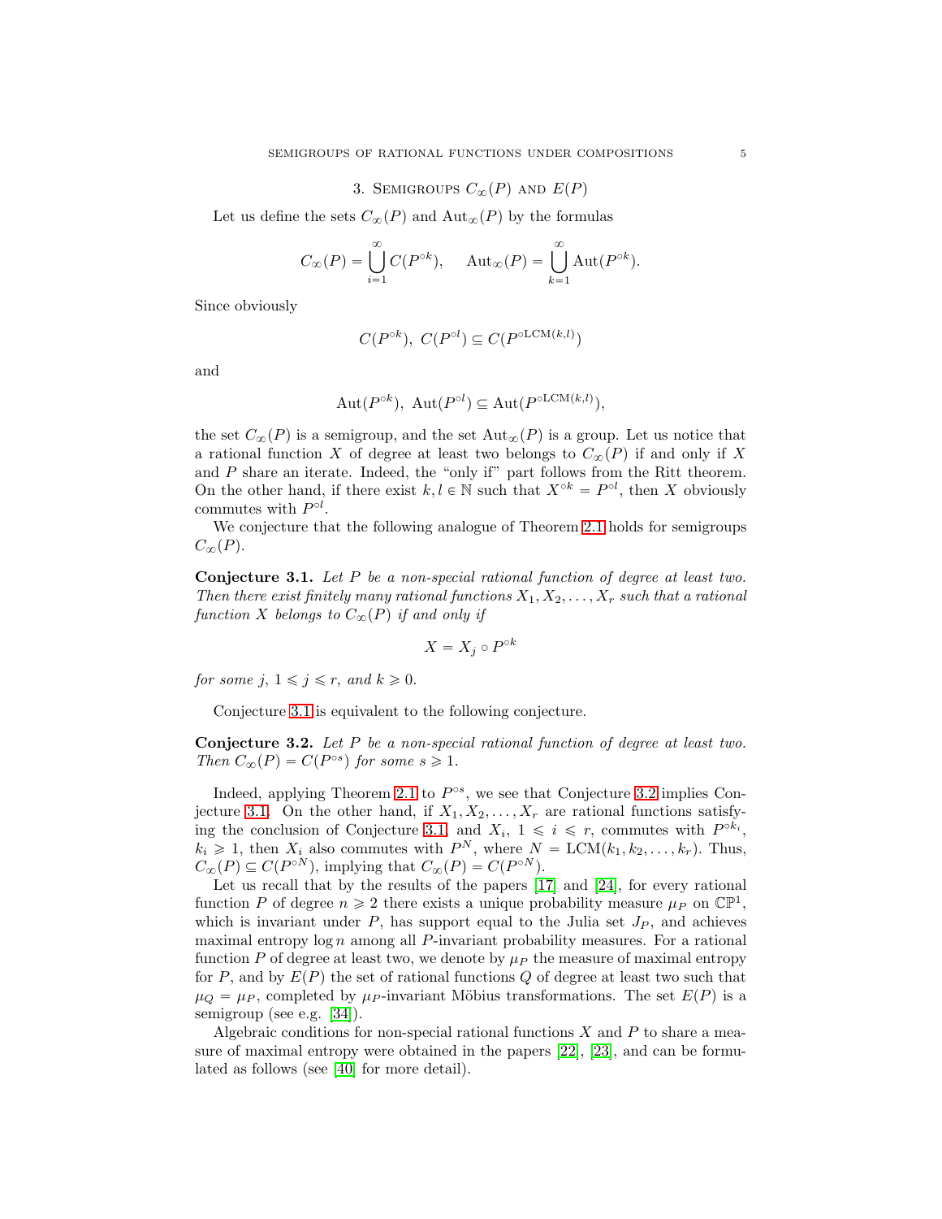## 3. Semigroups $C_\infty(P)$ and $E(P)$

Let us define the sets $C_\infty(P)$ and $\mathrm{Aut}_\infty(P)$ by the formulas

$$C_\infty(P) = \bigcup_{i=1}^{\infty} C(P^{\circ k}), \qquad \mathrm{Aut}_\infty(P) = \bigcup_{k=1}^{\infty} \mathrm{Aut}(P^{\circ k}).$$

Since obviously

$$C(P^{\circ k}),\ C(P^{\circ l}) \subseteq C(P^{\circ \mathrm{LCM}(k,l)})$$

and

$$\mathrm{Aut}(P^{\circ k}),\ \mathrm{Aut}(P^{\circ l}) \subseteq \mathrm{Aut}(P^{\circ \mathrm{LCM}(k,l)}),$$

the set $C_\infty(P)$ is a semigroup, and the set $\mathrm{Aut}_\infty(P)$ is a group. Let us notice that a rational function $X$ of degree at least two belongs to $C_\infty(P)$ if and only if $X$ and $P$ share an iterate. Indeed, the "only if" part follows from the Ritt theorem. On the other hand, if there exist $k, l \in \mathbb{N}$ such that $X^{\circ k} = P^{\circ l}$, then $X$ obviously commutes with $P^{\circ l}$.

We conjecture that the following analogue of Theorem 2.1 holds for semigroups $C_\infty(P)$.

**Conjecture 3.1.** *Let $P$ be a non-special rational function of degree at least two. Then there exist finitely many rational functions $X_1, X_2, \dots, X_r$ such that a rational function $X$ belongs to $C_\infty(P)$ if and only if*

$$X = X_j \circ P^{\circ k}$$

*for some $j$, $1 \leqslant j \leqslant r$, and $k \geqslant 0$.*

Conjecture 3.1 is equivalent to the following conjecture.

**Conjecture 3.2.** *Let $P$ be a non-special rational function of degree at least two. Then $C_\infty(P) = C(P^{\circ s})$ for some $s \geqslant 1$.*

Indeed, applying Theorem 2.1 to $P^{\circ s}$, we see that Conjecture 3.2 implies Conjecture 3.1. On the other hand, if $X_1, X_2, \dots, X_r$ are rational functions satisfying the conclusion of Conjecture 3.1, and $X_i$, $1 \leqslant i \leqslant r$, commutes with $P^{\circ k_i}$, $k_i \geqslant 1$, then $X_i$ also commutes with $P^N$, where $N = \mathrm{LCM}(k_1, k_2, \dots, k_r)$. Thus, $C_\infty(P) \subseteq C(P^{\circ N})$, implying that $C_\infty(P) = C(P^{\circ N})$.

Let us recall that by the results of the papers [17] and [24], for every rational function $P$ of degree $n \geqslant 2$ there exists a unique probability measure $\mu_P$ on $\mathbb{CP}^1$, which is invariant under $P$, has support equal to the Julia set $J_P$, and achieves maximal entropy $\log n$ among all $P$-invariant probability measures. For a rational function $P$ of degree at least two, we denote by $\mu_P$ the measure of maximal entropy for $P$, and by $E(P)$ the set of rational functions $Q$ of degree at least two such that $\mu_Q = \mu_P$, completed by $\mu_P$-invariant Möbius transformations. The set $E(P)$ is a semigroup (see e.g. [34]).

Algebraic conditions for non-special rational functions $X$ and $P$ to share a measure of maximal entropy were obtained in the papers [22], [23], and can be formulated as follows (see [40] for more detail).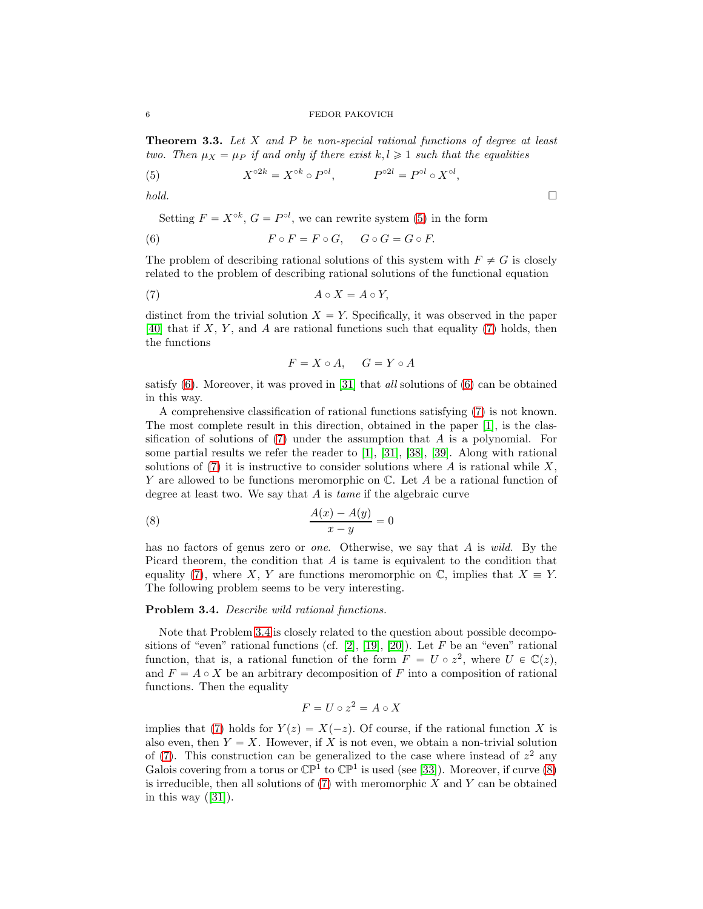**Theorem 3.3.** *Let $X$ and $P$ be non-special rational functions of degree at least two. Then $\mu_X = \mu_P$ if and only if there exist $k, l \geqslant 1$ such that the equalities*

$$X^{\circ 2k} = X^{\circ k} \circ P^{\circ l}, \qquad P^{\circ 2l} = P^{\circ l} \circ X^{\circ l}, \tag{5}$$

*hold.* □

Setting $F = X^{\circ k}$, $G = P^{\circ l}$, we can rewrite system (5) in the form

$$F \circ F = F \circ G, \quad G \circ G = G \circ F. \tag{6}$$

The problem of describing rational solutions of this system with $F \neq G$ is closely related to the problem of describing rational solutions of the functional equation

$$A \circ X = A \circ Y, \tag{7}$$

distinct from the trivial solution $X = Y$. Specifically, it was observed in the paper [40] that if $X$, $Y$, and $A$ are rational functions such that equality (7) holds, then the functions

$$F = X \circ A, \quad G = Y \circ A$$

satisfy (6). Moreover, it was proved in [31] that *all* solutions of (6) can be obtained in this way.

A comprehensive classification of rational functions satisfying (7) is not known. The most complete result in this direction, obtained in the paper [1], is the classification of solutions of (7) under the assumption that $A$ is a polynomial. For some partial results we refer the reader to [1], [31], [38], [39]. Along with rational solutions of (7) it is instructive to consider solutions where $A$ is rational while $X$, $Y$ are allowed to be functions meromorphic on $\mathbb{C}$. Let $A$ be a rational function of degree at least two. We say that $A$ is *tame* if the algebraic curve

$$\frac{A(x) - A(y)}{x - y} = 0 \tag{8}$$

has no factors of genus zero or *one*. Otherwise, we say that $A$ is *wild*. By the Picard theorem, the condition that $A$ is tame is equivalent to the condition that equality (7), where $X$, $Y$ are functions meromorphic on $\mathbb{C}$, implies that $X \equiv Y$. The following problem seems to be very interesting.

**Problem 3.4.** *Describe wild rational functions.*

Note that Problem 3.4 is closely related to the question about possible decompositions of "even" rational functions (cf. [2], [19], [20]). Let $F$ be an "even" rational function, that is, a rational function of the form $F = U \circ z^2$, where $U \in \mathbb{C}(z)$, and $F = A \circ X$ be an arbitrary decomposition of $F$ into a composition of rational functions. Then the equality

$$F = U \circ z^2 = A \circ X$$

implies that (7) holds for $Y(z) = X(-z)$. Of course, if the rational function $X$ is also even, then $Y = X$. However, if $X$ is not even, we obtain a non-trivial solution of (7). This construction can be generalized to the case where instead of $z^2$ any Galois covering from a torus or $\mathbb{CP}^1$ to $\mathbb{CP}^1$ is used (see [33]). Moreover, if curve (8) is irreducible, then all solutions of (7) with meromorphic $X$ and $Y$ can be obtained in this way ([31]).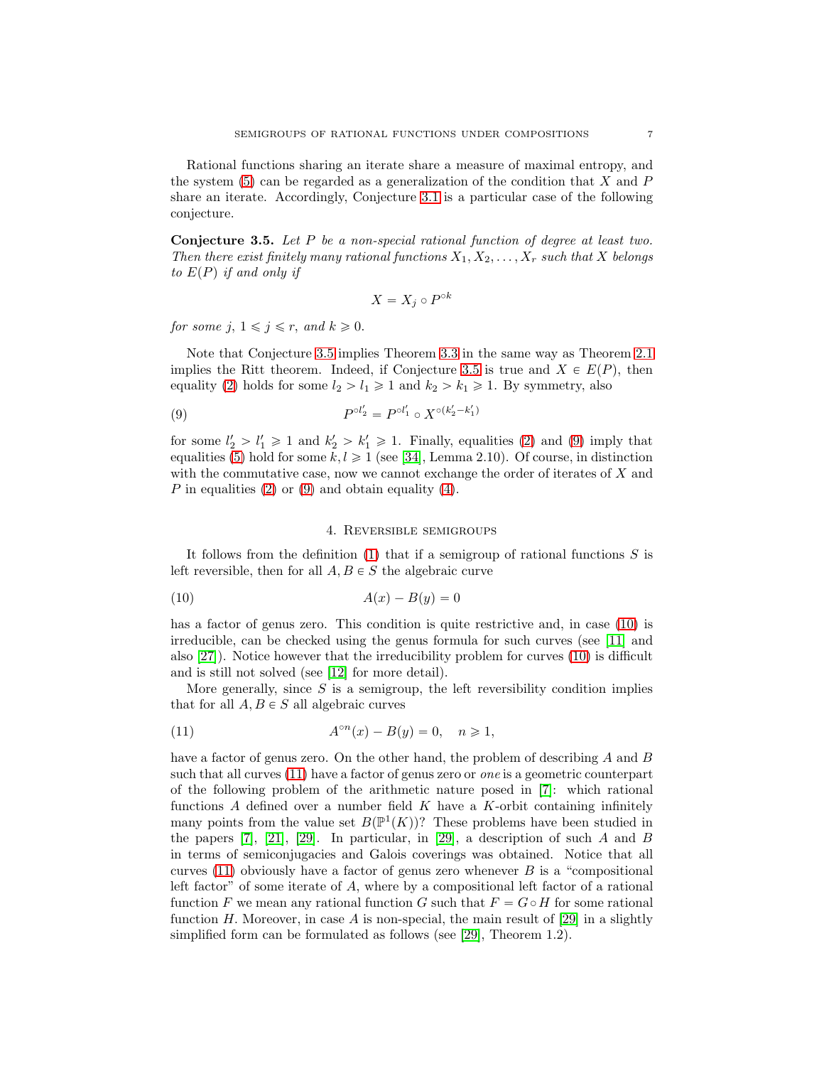Rational functions sharing an iterate share a measure of maximal entropy, and the system (5) can be regarded as a generalization of the condition that $X$ and $P$ share an iterate. Accordingly, Conjecture 3.1 is a particular case of the following conjecture.

**Conjecture 3.5.** *Let $P$ be a non-special rational function of degree at least two. Then there exist finitely many rational functions $X_1, X_2, \dots, X_r$ such that $X$ belongs to $E(P)$ if and only if*

$$X = X_j \circ P^{\circ k}$$

*for some $j$, $1 \leqslant j \leqslant r$, and $k \geqslant 0$.*

Note that Conjecture 3.5 implies Theorem 3.3 in the same way as Theorem 2.1 implies the Ritt theorem. Indeed, if Conjecture 3.5 is true and $X \in E(P)$, then equality (2) holds for some $l_2 > l_1 \geqslant 1$ and $k_2 > k_1 \geqslant 1$. By symmetry, also

$$P^{\circ l_2'} = P^{\circ l_1'} \circ X^{\circ (k_2' - k_1')} \tag{9}$$

for some $l_2' > l_1' \geqslant 1$ and $k_2' > k_1' \geqslant 1$. Finally, equalities (2) and (9) imply that equalities (5) hold for some $k, l \geqslant 1$ (see [34], Lemma 2.10). Of course, in distinction with the commutative case, now we cannot exchange the order of iterates of $X$ and $P$ in equalities (2) or (9) and obtain equality (4).

## 4. Reversible semigroups

It follows from the definition (1) that if a semigroup of rational functions $S$ is left reversible, then for all $A, B \in S$ the algebraic curve

$$A(x) - B(y) = 0 \tag{10}$$

has a factor of genus zero. This condition is quite restrictive and, in case (10) is irreducible, can be checked using the genus formula for such curves (see [11] and also [27]). Notice however that the irreducibility problem for curves (10) is difficult and is still not solved (see [12] for more detail).

More generally, since $S$ is a semigroup, the left reversibility condition implies that for all $A, B \in S$ all algebraic curves

$$A^{\circ n}(x) - B(y) = 0, \quad n \geqslant 1, \tag{11}$$

have a factor of genus zero. On the other hand, the problem of describing $A$ and $B$ such that all curves (11) have a factor of genus zero or *one* is a geometric counterpart of the following problem of the arithmetic nature posed in [7]: which rational functions $A$ defined over a number field $K$ have a $K$-orbit containing infinitely many points from the value set $B(\mathbb{P}^1(K))$? These problems have been studied in the papers [7], [21], [29]. In particular, in [29], a description of such $A$ and $B$ in terms of semiconjugacies and Galois coverings was obtained. Notice that all curves (11) obviously have a factor of genus zero whenever $B$ is a "compositional left factor" of some iterate of $A$, where by a compositional left factor of a rational function $F$ we mean any rational function $G$ such that $F = G \circ H$ for some rational function $H$. Moreover, in case $A$ is non-special, the main result of [29] in a slightly simplified form can be formulated as follows (see [29], Theorem 1.2).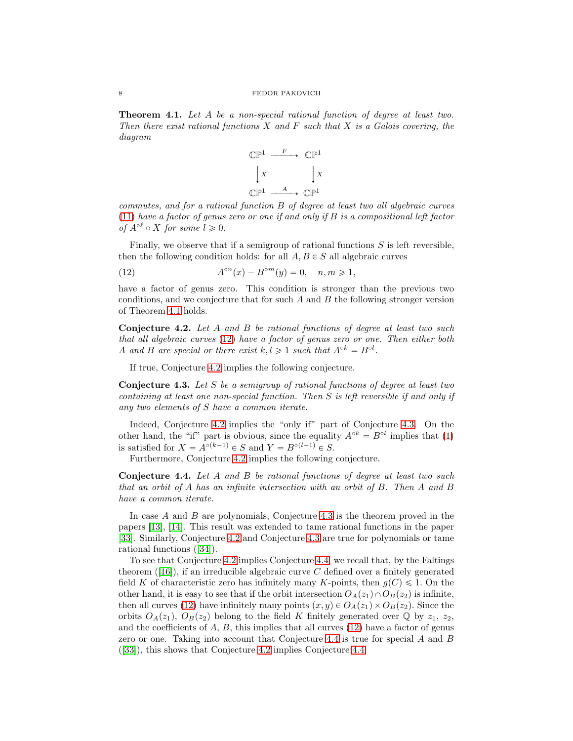**Theorem 4.1.** *Let $A$ be a non-special rational function of degree at least two. Then there exist rational functions $X$ and $F$ such that $X$ is a Galois covering, the diagram*

$$\begin{array}{ccc} \mathbb{CP}^1 & \xrightarrow{F} & \mathbb{CP}^1 \\ \downarrow X & & \downarrow X \\ \mathbb{CP}^1 & \xrightarrow{A} & \mathbb{CP}^1 \end{array}$$

*commutes, and for a rational function $B$ of degree at least two all algebraic curves (11) have a factor of genus zero or one if and only if $B$ is a compositional left factor of $A^{\circ \ell} \circ X$ for some $l \geqslant 0$.*

Finally, we observe that if a semigroup of rational functions $S$ is left reversible, then the following condition holds: for all $A, B \in S$ all algebraic curves

$$A^{\circ n}(x) - B^{\circ m}(y) = 0, \quad n, m \geqslant 1, \tag{12}$$

have a factor of genus zero. This condition is stronger than the previous two conditions, and we conjecture that for such $A$ and $B$ the following stronger version of Theorem 4.1 holds.

**Conjecture 4.2.** *Let $A$ and $B$ be rational functions of degree at least two such that all algebraic curves (12) have a factor of genus zero or one. Then either both $A$ and $B$ are special or there exist $k, l \geqslant 1$ such that $A^{\circ k} = B^{\circ l}$.*

If true, Conjecture 4.2 implies the following conjecture.

**Conjecture 4.3.** *Let $S$ be a semigroup of rational functions of degree at least two containing at least one non-special function. Then $S$ is left reversible if and only if any two elements of $S$ have a common iterate.*

Indeed, Conjecture 4.2 implies the "only if" part of Conjecture 4.3. On the other hand, the "if" part is obvious, since the equality $A^{\circ k} = B^{\circ l}$ implies that (1) is satisfied for $X = A^{\circ(k-1)} \in S$ and $Y = B^{\circ(l-1)} \in S$.

Furthermore, Conjecture 4.2 implies the following conjecture.

**Conjecture 4.4.** *Let $A$ and $B$ be rational functions of degree at least two such that an orbit of $A$ has an infinite intersection with an orbit of $B$. Then $A$ and $B$ have a common iterate.*

In case $A$ and $B$ are polynomials, Conjecture 4.3 is the theorem proved in the papers [13], [14]. This result was extended to tame rational functions in the paper [33]. Similarly, Conjecture 4.2 and Conjecture 4.3 are true for polynomials or tame rational functions ([34]).

To see that Conjecture 4.2 implies Conjecture 4.4, we recall that, by the Faltings theorem ([16]), if an irreducible algebraic curve $C$ defined over a finitely generated field $K$ of characteristic zero has infinitely many $K$-points, then $g(C) \leqslant 1$. On the other hand, it is easy to see that if the orbit intersection $O_A(z_1) \cap O_B(z_2)$ is infinite, then all curves (12) have infinitely many points $(x, y) \in O_A(z_1) \times O_B(z_2)$. Since the orbits $O_A(z_1)$, $O_B(z_2)$ belong to the field $K$ finitely generated over $\mathbb{Q}$ by $z_1$, $z_2$, and the coefficients of $A$, $B$, this implies that all curves (12) have a factor of genus zero or one. Taking into account that Conjecture 4.4 is true for special $A$ and $B$ ([33]), this shows that Conjecture 4.2 implies Conjecture 4.4.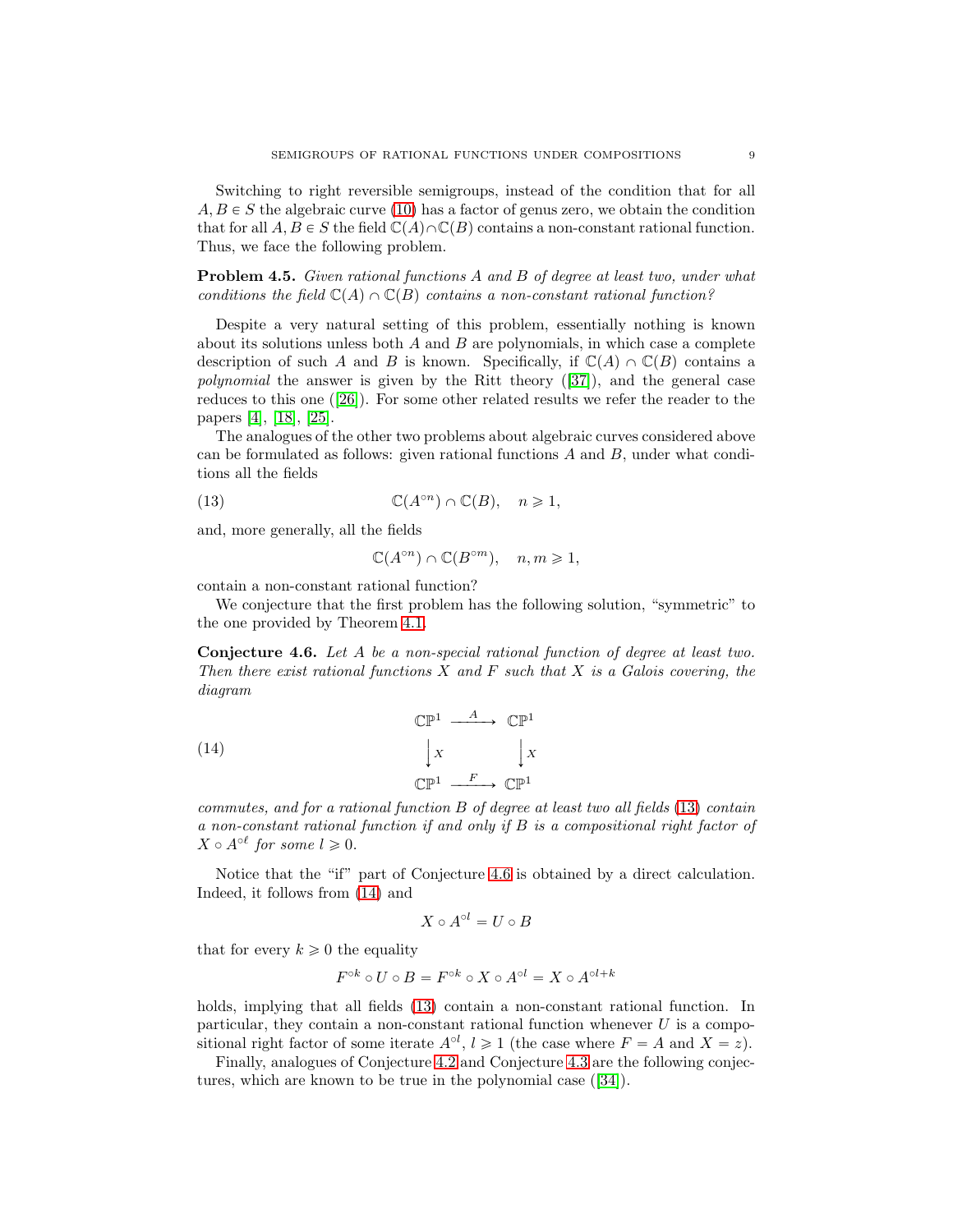Switching to right reversible semigroups, instead of the condition that for all $A, B \in S$ the algebraic curve (10) has a factor of genus zero, we obtain the condition that for all $A, B \in S$ the field $\mathbb{C}(A) \cap \mathbb{C}(B)$ contains a non-constant rational function. Thus, we face the following problem.

**Problem 4.5.** *Given rational functions $A$ and $B$ of degree at least two, under what conditions the field $\mathbb{C}(A) \cap \mathbb{C}(B)$ contains a non-constant rational function?*

Despite a very natural setting of this problem, essentially nothing is known about its solutions unless both $A$ and $B$ are polynomials, in which case a complete description of such $A$ and $B$ is known. Specifically, if $\mathbb{C}(A) \cap \mathbb{C}(B)$ contains a *polynomial* the answer is given by the Ritt theory ([37]), and the general case reduces to this one ([26]). For some other related results we refer the reader to the papers [4], [18], [25].

The analogues of the other two problems about algebraic curves considered above can be formulated as follows: given rational functions $A$ and $B$, under what conditions all the fields

$$\mathbb{C}(A^{\circ n}) \cap \mathbb{C}(B), \quad n \geqslant 1, \tag{13}$$

and, more generally, all the fields

$$\mathbb{C}(A^{\circ n}) \cap \mathbb{C}(B^{\circ m}), \quad n, m \geqslant 1,$$

contain a non-constant rational function?

We conjecture that the first problem has the following solution, "symmetric" to the one provided by Theorem 4.1.

**Conjecture 4.6.** *Let $A$ be a non-special rational function of degree at least two. Then there exist rational functions $X$ and $F$ such that $X$ is a Galois covering, the diagram*

$$\begin{array}{ccc} \mathbb{CP}^1 & \xrightarrow{A} & \mathbb{CP}^1 \\ \downarrow X & & \downarrow X \\ \mathbb{CP}^1 & \xrightarrow{F} & \mathbb{CP}^1 \end{array} \tag{14}$$

*commutes, and for a rational function $B$ of degree at least two all fields (13) contain a non-constant rational function if and only if $B$ is a compositional right factor of $X \circ A^{\circ \ell}$ for some $l \geqslant 0$.*

Notice that the "if" part of Conjecture 4.6 is obtained by a direct calculation. Indeed, it follows from (14) and

$$X \circ A^{\circ l} = U \circ B$$

that for every $k \geqslant 0$ the equality

$$F^{\circ k} \circ U \circ B = F^{\circ k} \circ X \circ A^{\circ l} = X \circ A^{\circ l+k}$$

holds, implying that all fields (13) contain a non-constant rational function. In particular, they contain a non-constant rational function whenever $U$ is a compositional right factor of some iterate $A^{\circ l}$, $l \geqslant 1$ (the case where $F = A$ and $X = z$).

Finally, analogues of Conjecture 4.2 and Conjecture 4.3 are the following conjectures, which are known to be true in the polynomial case ([34]).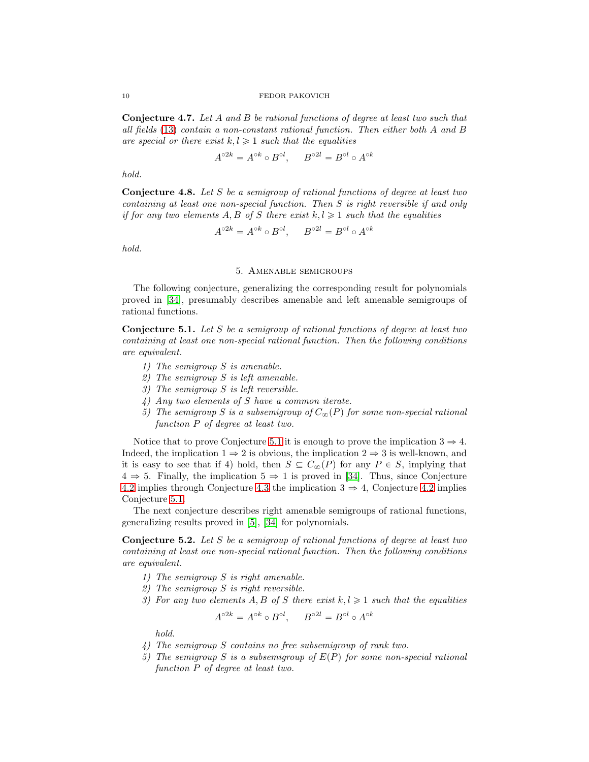**Conjecture 4.7.** *Let $A$ and $B$ be rational functions of degree at least two such that all fields (13) contain a non-constant rational function. Then either both $A$ and $B$ are special or there exist $k, l \geqslant 1$ such that the equalities*

$$A^{\circ 2k} = A^{\circ k} \circ B^{\circ l}, \qquad B^{\circ 2l} = B^{\circ l} \circ A^{\circ k}$$

*hold.*

**Conjecture 4.8.** *Let $S$ be a semigroup of rational functions of degree at least two containing at least one non-special function. Then $S$ is right reversible if and only if for any two elements $A, B$ of $S$ there exist $k, l \geqslant 1$ such that the equalities*

$$A^{\circ 2k} = A^{\circ k} \circ B^{\circ l}, \qquad B^{\circ 2l} = B^{\circ l} \circ A^{\circ k}$$

*hold.*

## 5. Amenable semigroups

The following conjecture, generalizing the corresponding result for polynomials proved in [34], presumably describes amenable and left amenable semigroups of rational functions.

**Conjecture 5.1.** *Let $S$ be a semigroup of rational functions of degree at least two containing at least one non-special rational function. Then the following conditions are equivalent.*

1) *The semigroup $S$ is amenable.*
2) *The semigroup $S$ is left amenable.*
3) *The semigroup $S$ is left reversible.*
4) *Any two elements of $S$ have a common iterate.*
5) *The semigroup $S$ is a subsemigroup of $C_\infty(P)$ for some non-special rational function $P$ of degree at least two.*

Notice that to prove Conjecture 5.1 it is enough to prove the implication $3 \Rightarrow 4$. Indeed, the implication $1 \Rightarrow 2$ is obvious, the implication $2 \Rightarrow 3$ is well-known, and it is easy to see that if 4) hold, then $S \subseteq C_\infty(P)$ for any $P \in S$, implying that $4 \Rightarrow 5$. Finally, the implication $5 \Rightarrow 1$ is proved in [34]. Thus, since Conjecture 4.2 implies through Conjecture 4.3 the implication $3 \Rightarrow 4$, Conjecture 4.2 implies Conjecture 5.1.

The next conjecture describes right amenable semigroups of rational functions, generalizing results proved in [5], [34] for polynomials.

**Conjecture 5.2.** *Let $S$ be a semigroup of rational functions of degree at least two containing at least one non-special rational function. Then the following conditions are equivalent.*

1) *The semigroup $S$ is right amenable.*
2) *The semigroup $S$ is right reversible.*
3) *For any two elements $A, B$ of $S$ there exist $k, l \geqslant 1$ such that the equalities*

   $$A^{\circ 2k} = A^{\circ k} \circ B^{\circ l}, \qquad B^{\circ 2l} = B^{\circ l} \circ A^{\circ k}$$

   *hold.*
4) *The semigroup $S$ contains no free subsemigroup of rank two.*
5) *The semigroup $S$ is a subsemigroup of $E(P)$ for some non-special rational function $P$ of degree at least two.*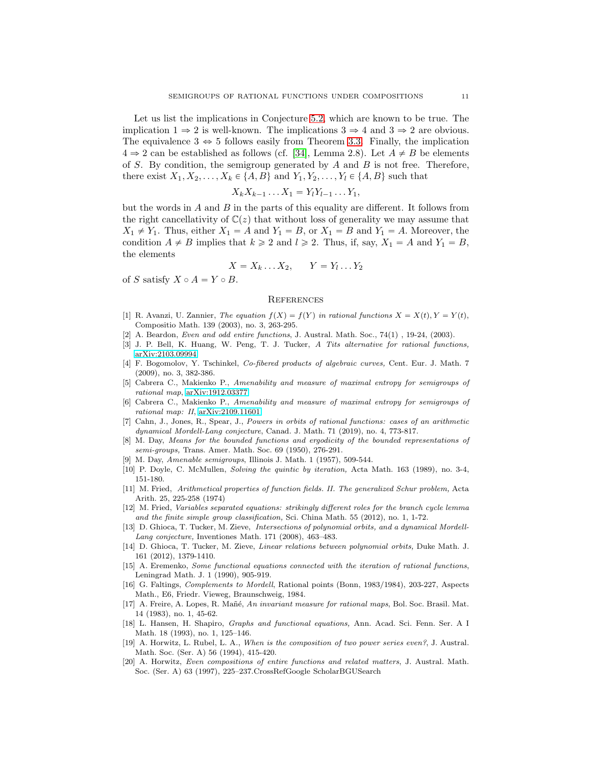Let us list the implications in Conjecture 5.2, which are known to be true. The implication $1 \Rightarrow 2$ is well-known. The implications $3 \Rightarrow 4$ and $3 \Rightarrow 2$ are obvious. The equivalence $3 \Leftrightarrow 5$ follows easily from Theorem 3.3. Finally, the implication $4 \Rightarrow 2$ can be established as follows (cf. [34], Lemma 2.8). Let $A \neq B$ be elements of $S$. By condition, the semigroup generated by $A$ and $B$ is not free. Therefore, there exist $X_1, X_2, \dots, X_k \in \{A, B\}$ and $Y_1, Y_2, \dots, Y_l \in \{A, B\}$ such that

$$X_k X_{k-1} \dots X_1 = Y_l Y_{l-1} \dots Y_1,$$

but the words in $A$ and $B$ in the parts of this equality are different. It follows from the right cancellativity of $\mathbb{C}(z)$ that without loss of generality we may assume that $X_1 \neq Y_1$. Thus, either $X_1 = A$ and $Y_1 = B$, or $X_1 = B$ and $Y_1 = A$. Moreover, the condition $A \neq B$ implies that $k \geqslant 2$ and $l \geqslant 2$. Thus, if, say, $X_1 = A$ and $Y_1 = B$, the elements

$$X = X_k \dots X_2, \qquad Y = Y_l \dots Y_2$$

of $S$ satisfy $X \circ A = Y \circ B$.

## References

[1] R. Avanzi, U. Zannier, *The equation $f(X) = f(Y)$ in rational functions $X = X(t), Y = Y(t)$*, Compositio Math. 139 (2003), no. 3, 263-295.

[2] A. Beardon, *Even and odd entire functions*, J. Austral. Math. Soc., 74(1) , 19-24, (2003).

[3] J. P. Bell, K. Huang, W. Peng, T. J. Tucker, *A Tits alternative for rational functions,* arXiv:2103.09994

[4] F. Bogomolov, Y. Tschinkel, *Co-fibered products of algebraic curves,* Cent. Eur. J. Math. 7 (2009), no. 3, 382-386.

[5] Cabrera C., Makienko P., *Amenability and measure of maximal entropy for semigroups of rational map,* arXiv:1912.03377

[6] Cabrera C., Makienko P., *Amenability and measure of maximal entropy for semigroups of rational map: II,* arXiv:2109.11601

[7] Cahn, J., Jones, R., Spear, J., *Powers in orbits of rational functions: cases of an arithmetic dynamical Mordell-Lang conjecture*, Canad. J. Math. 71 (2019), no. 4, 773-817.

[8] M. Day, *Means for the bounded functions and ergodicity of the bounded representations of semi-groups,* Trans. Amer. Math. Soc. 69 (1950), 276-291.

[9] M. Day, *Amenable semigroups,* Illinois J. Math. 1 (1957), 509-544.

[10] P. Doyle, C. McMullen, *Solving the quintic by iteration,* Acta Math. 163 (1989), no. 3-4, 151-180.

[11] M. Fried, *Arithmetical properties of function fields. II. The generalized Schur problem,* Acta Arith. 25, 225-258 (1974)

[12] M. Fried, *Variables separated equations: strikingly different roles for the branch cycle lemma and the finite simple group classification,* Sci. China Math. 55 (2012), no. 1, 1-72.

[13] D. Ghioca, T. Tucker, M. Zieve, *Intersections of polynomial orbits, and a dynamical Mordell-Lang conjecture,* Inventiones Math. 171 (2008), 463–483.

[14] D. Ghioca, T. Tucker, M. Zieve, *Linear relations between polynomial orbits,* Duke Math. J. 161 (2012), 1379-1410.

[15] A. Eremenko, *Some functional equations connected with the iteration of rational functions*, Leningrad Math. J. 1 (1990), 905-919.

[16] G. Faltings, *Complements to Mordell*, Rational points (Bonn, 1983/1984), 203-227, Aspects Math., E6, Friedr. Vieweg, Braunschweig, 1984.

[17] A. Freire, A. Lopes, R. Mañé, *An invariant measure for rational maps*, Bol. Soc. Brasil. Mat. 14 (1983), no. 1, 45-62.

[18] L. Hansen, H. Shapiro, *Graphs and functional equations,* Ann. Acad. Sci. Fenn. Ser. A I Math. 18 (1993), no. 1, 125–146.

[19] A. Horwitz, L. Rubel, L. A., *When is the composition of two power series even?*, J. Austral. Math. Soc. (Ser. A) 56 (1994), 415-420.

[20] A. Horwitz, *Even compositions of entire functions and related matters*, J. Austral. Math. Soc. (Ser. A) 63 (1997), 225–237.CrossRefGoogle ScholarBGUSearch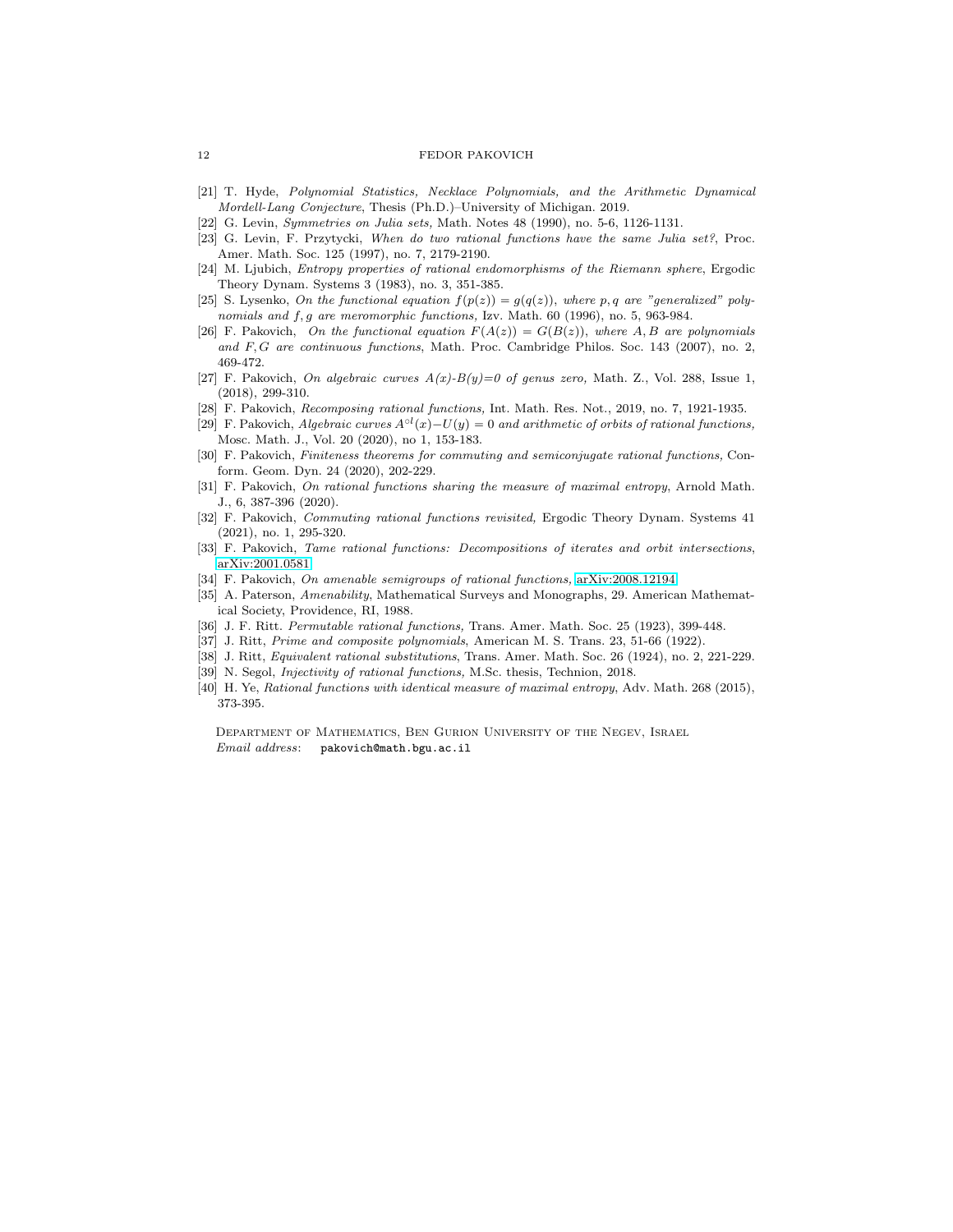[21] T. Hyde, *Polynomial Statistics, Necklace Polynomials, and the Arithmetic Dynamical Mordell-Lang Conjecture*, Thesis (Ph.D.)–University of Michigan. 2019.

[22] G. Levin, *Symmetries on Julia sets,* Math. Notes 48 (1990), no. 5-6, 1126-1131.

[23] G. Levin, F. Przytycki, *When do two rational functions have the same Julia set?*, Proc. Amer. Math. Soc. 125 (1997), no. 7, 2179-2190.

[24] M. Ljubich, *Entropy properties of rational endomorphisms of the Riemann sphere*, Ergodic Theory Dynam. Systems 3 (1983), no. 3, 351-385.

[25] S. Lysenko, *On the functional equation $f(p(z)) = g(q(z))$, where $p, q$ are "generalized" polynomials and $f, g$ are meromorphic functions,* Izv. Math. 60 (1996), no. 5, 963-984.

[26] F. Pakovich, *On the functional equation $F(A(z)) = G(B(z))$, where $A, B$ are polynomials and $F, G$ are continuous functions*, Math. Proc. Cambridge Philos. Soc. 143 (2007), no. 2, 469-472.

[27] F. Pakovich, *On algebraic curves $A(x)$-$B(y)$=0 of genus zero,* Math. Z., Vol. 288, Issue 1, (2018), 299-310.

[28] F. Pakovich, *Recomposing rational functions,* Int. Math. Res. Not., 2019, no. 7, 1921-1935.

[29] F. Pakovich, *Algebraic curves $A^{\circ l}(x) - U(y) = 0$ and arithmetic of orbits of rational functions,* Mosc. Math. J., Vol. 20 (2020), no 1, 153-183.

[30] F. Pakovich, *Finiteness theorems for commuting and semiconjugate rational functions,* Conform. Geom. Dyn. 24 (2020), 202-229.

[31] F. Pakovich, *On rational functions sharing the measure of maximal entropy,* Arnold Math. J., 6, 387-396 (2020).

[32] F. Pakovich, *Commuting rational functions revisited,* Ergodic Theory Dynam. Systems 41 (2021), no. 1, 295-320.

[33] F. Pakovich, *Tame rational functions: Decompositions of iterates and orbit intersections*, arXiv:2001.0581

[34] F. Pakovich, *On amenable semigroups of rational functions,* arXiv:2008.12194

[35] A. Paterson, *Amenability*, Mathematical Surveys and Monographs, 29. American Mathematical Society, Providence, RI, 1988.

[36] J. F. Ritt. *Permutable rational functions,* Trans. Amer. Math. Soc. 25 (1923), 399-448.

[37] J. Ritt, *Prime and composite polynomials*, American M. S. Trans. 23, 51-66 (1922).

[38] J. Ritt, *Equivalent rational substitutions*, Trans. Amer. Math. Soc. 26 (1924), no. 2, 221-229.

[39] N. Segol, *Injectivity of rational functions,* M.Sc. thesis, Technion, 2018.

[40] H. Ye, *Rational functions with identical measure of maximal entropy*, Adv. Math. 268 (2015), 373-395.

Department of Mathematics, Ben Gurion University of the Negev, Israel
*Email address*: `pakovich@math.bgu.ac.il`